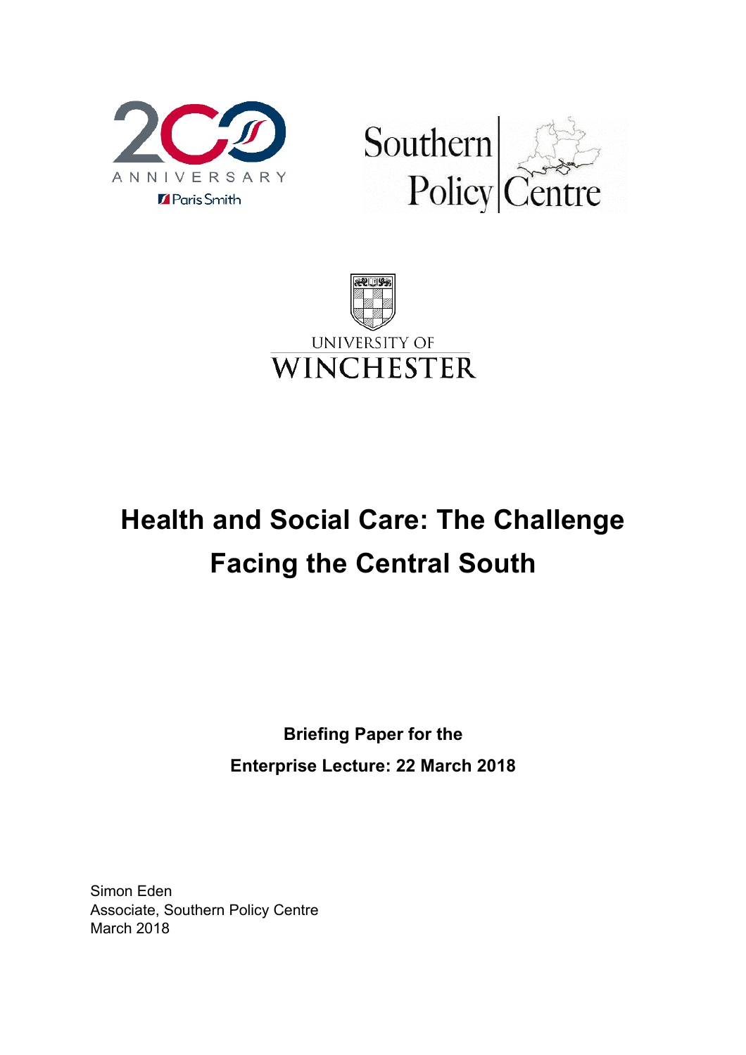200 ANNIVERSARY Paris Smith

Southern Policy Centre

UNIVERSITY OF WINCHESTER

# Health and Social Care: The Challenge Facing the Central South

**Briefing Paper for the**

**Enterprise Lecture: 22 March 2018**

Simon Eden
Associate, Southern Policy Centre
March 2018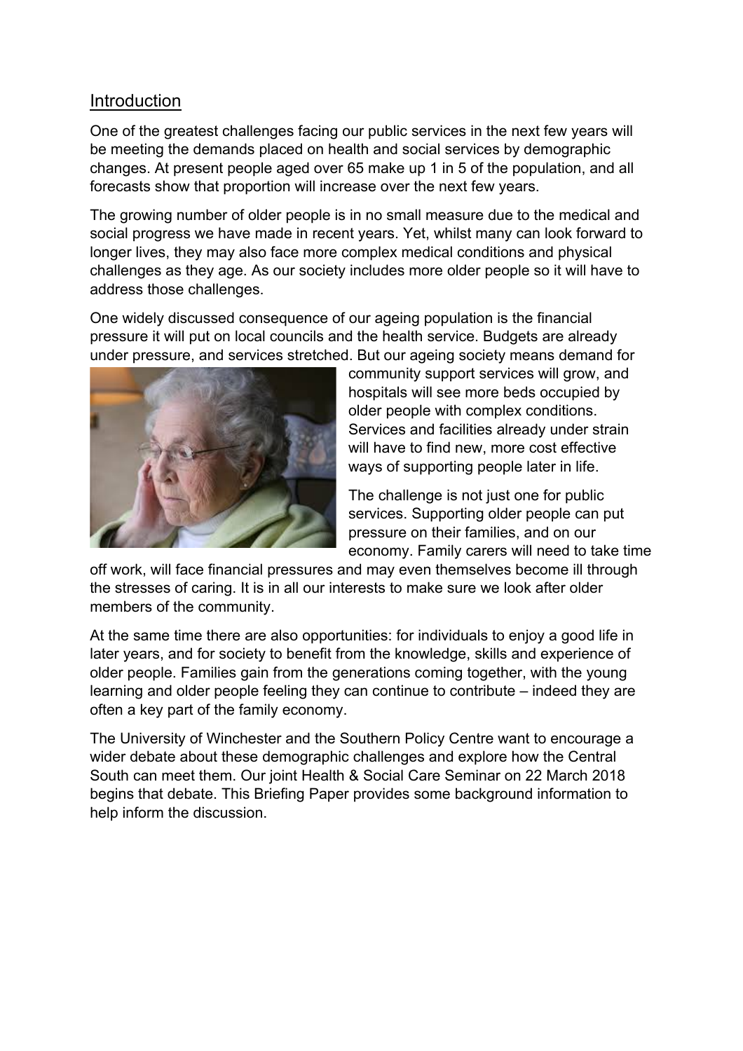## Introduction

One of the greatest challenges facing our public services in the next few years will be meeting the demands placed on health and social services by demographic changes. At present people aged over 65 make up 1 in 5 of the population, and all forecasts show that proportion will increase over the next few years.

The growing number of older people is in no small measure due to the medical and social progress we have made in recent years. Yet, whilst many can look forward to longer lives, they may also face more complex medical conditions and physical challenges as they age. As our society includes more older people so it will have to address those challenges.

One widely discussed consequence of our ageing population is the financial pressure it will put on local councils and the health service. Budgets are already under pressure, and services stretched. But our ageing society means demand for community support services will grow, and hospitals will see more beds occupied by older people with complex conditions. Services and facilities already under strain will have to find new, more cost effective ways of supporting people later in life.

The challenge is not just one for public services. Supporting older people can put pressure on their families, and on our economy. Family carers will need to take time off work, will face financial pressures and may even themselves become ill through the stresses of caring. It is in all our interests to make sure we look after older members of the community.

At the same time there are also opportunities: for individuals to enjoy a good life in later years, and for society to benefit from the knowledge, skills and experience of older people. Families gain from the generations coming together, with the young learning and older people feeling they can continue to contribute – indeed they are often a key part of the family economy.

The University of Winchester and the Southern Policy Centre want to encourage a wider debate about these demographic challenges and explore how the Central South can meet them. Our joint Health & Social Care Seminar on 22 March 2018 begins that debate. This Briefing Paper provides some background information to help inform the discussion.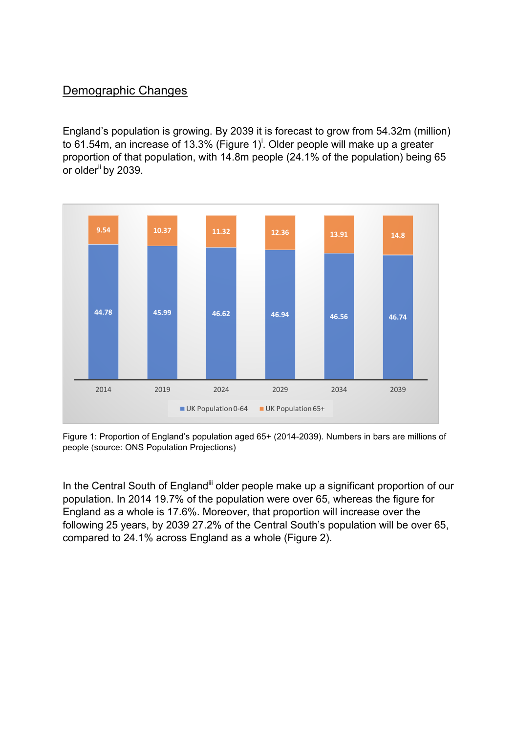## Demographic Changes

England's population is growing. By 2039 it is forecast to grow from 54.32m (million) to 61.54m, an increase of 13.3% (Figure 1)[i]. Older people will make up a greater proportion of that population, with 14.8m people (24.1% of the population) being 65 or older[ii] by 2039.

| | 2014 | 2019 | 2024 | 2029 | 2034 | 2039 |
|---|---|---|---|---|---|---|
| UK Population 0-64 | 44.78 | 45.99 | 46.62 | 46.94 | 46.56 | 46.74 |
| UK Population 65+ | 9.54 | 10.37 | 11.32 | 12.36 | 13.91 | 14.8 |

Figure 1: Proportion of England's population aged 65+ (2014-2039). Numbers in bars are millions of people (source: ONS Population Projections)

In the Central South of England[iii] older people make up a significant proportion of our population. In 2014 19.7% of the population were over 65, whereas the figure for England as a whole is 17.6%. Moreover, that proportion will increase over the following 25 years, by 2039 27.2% of the Central South's population will be over 65, compared to 24.1% across England as a whole (Figure 2).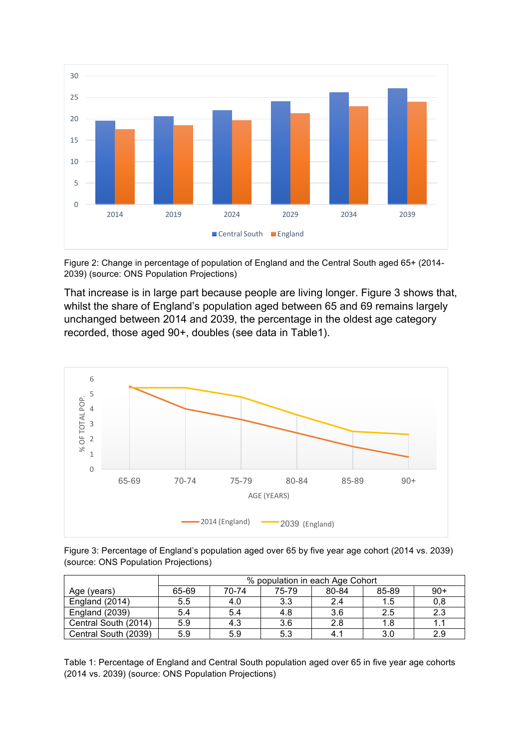Figure 2: Change in percentage of population of England and the Central South aged 65+ (2014-2039) (source: ONS Population Projections)

That increase is in large part because people are living longer. Figure 3 shows that, whilst the share of England's population aged between 65 and 69 remains largely unchanged between 2014 and 2039, the percentage in the oldest age category recorded, those aged 90+, doubles (see data in Table1).

Figure 3: Percentage of England's population aged over 65 by five year age cohort (2014 vs. 2039) (source: ONS Population Projections)

| | % population in each Age Cohort | | | | | |
|---|---|---|---|---|---|---|
| Age (years) | 65-69 | 70-74 | 75-79 | 80-84 | 85-89 | 90+ |
| England (2014) | 5.5 | 4.0 | 3.3 | 2.4 | 1.5 | 0,8 |
| England (2039) | 5.4 | 5.4 | 4.8 | 3.6 | 2.5 | 2.3 |
| Central South (2014) | 5.9 | 4.3 | 3.6 | 2.8 | 1.8 | 1.1 |
| Central South (2039) | 5.9 | 5.9 | 5.3 | 4.1 | 3.0 | 2.9 |

Table 1: Percentage of England and Central South population aged over 65 in five year age cohorts (2014 vs. 2039) (source: ONS Population Projections)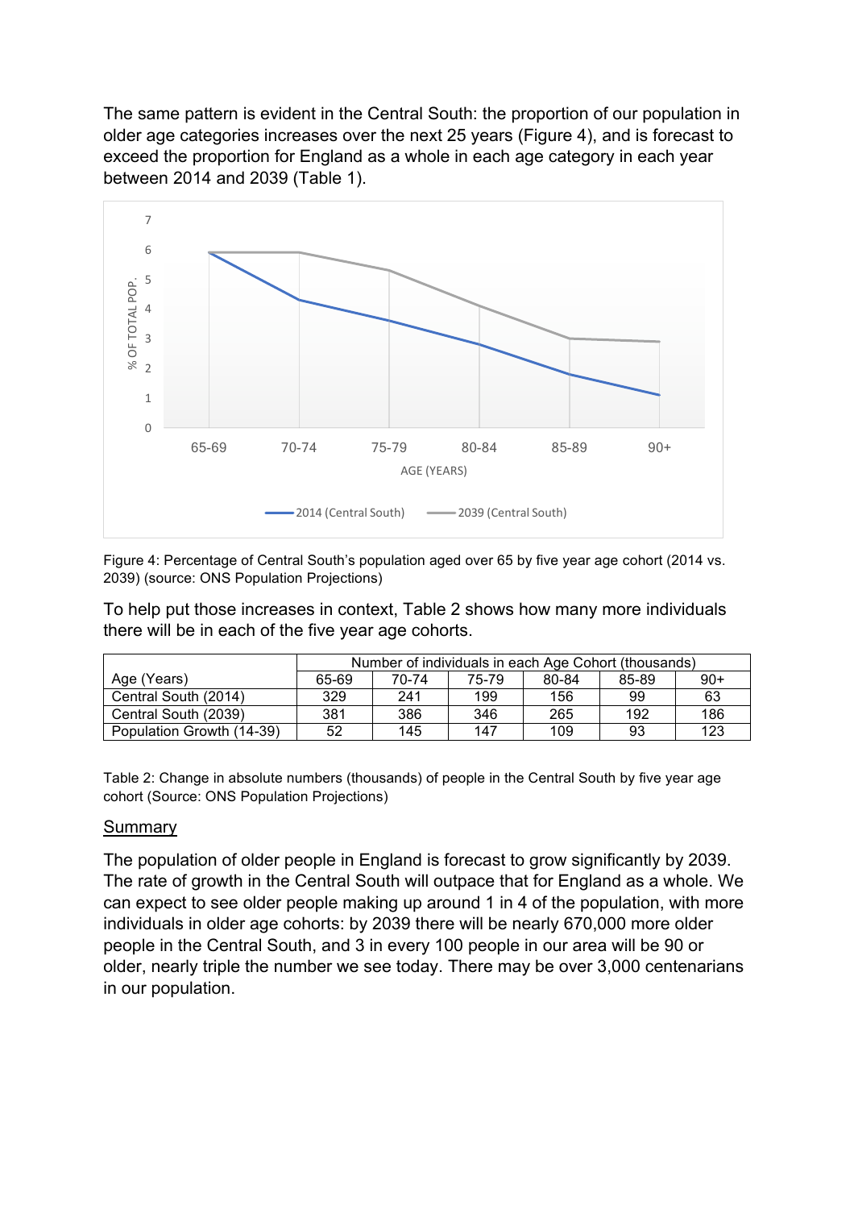The same pattern is evident in the Central South: the proportion of our population in older age categories increases over the next 25 years (Figure 4), and is forecast to exceed the proportion for England as a whole in each age category in each year between 2014 and 2039 (Table 1).

Figure 4: Percentage of Central South's population aged over 65 by five year age cohort (2014 vs. 2039) (source: ONS Population Projections)

To help put those increases in context, Table 2 shows how many more individuals there will be in each of the five year age cohorts.

| | Number of individuals in each Age Cohort (thousands) | | | | | |
|---|---|---|---|---|---|---|
| Age (Years) | 65-69 | 70-74 | 75-79 | 80-84 | 85-89 | 90+ |
| Central South (2014) | 329 | 241 | 199 | 156 | 99 | 63 |
| Central South (2039) | 381 | 386 | 346 | 265 | 192 | 186 |
| Population Growth (14-39) | 52 | 145 | 147 | 109 | 93 | 123 |

Table 2: Change in absolute numbers (thousands) of people in the Central South by five year age cohort (Source: ONS Population Projections)

## Summary

The population of older people in England is forecast to grow significantly by 2039. The rate of growth in the Central South will outpace that for England as a whole. We can expect to see older people making up around 1 in 4 of the population, with more individuals in older age cohorts: by 2039 there will be nearly 670,000 more older people in the Central South, and 3 in every 100 people in our area will be 90 or older, nearly triple the number we see today. There may be over 3,000 centenarians in our population.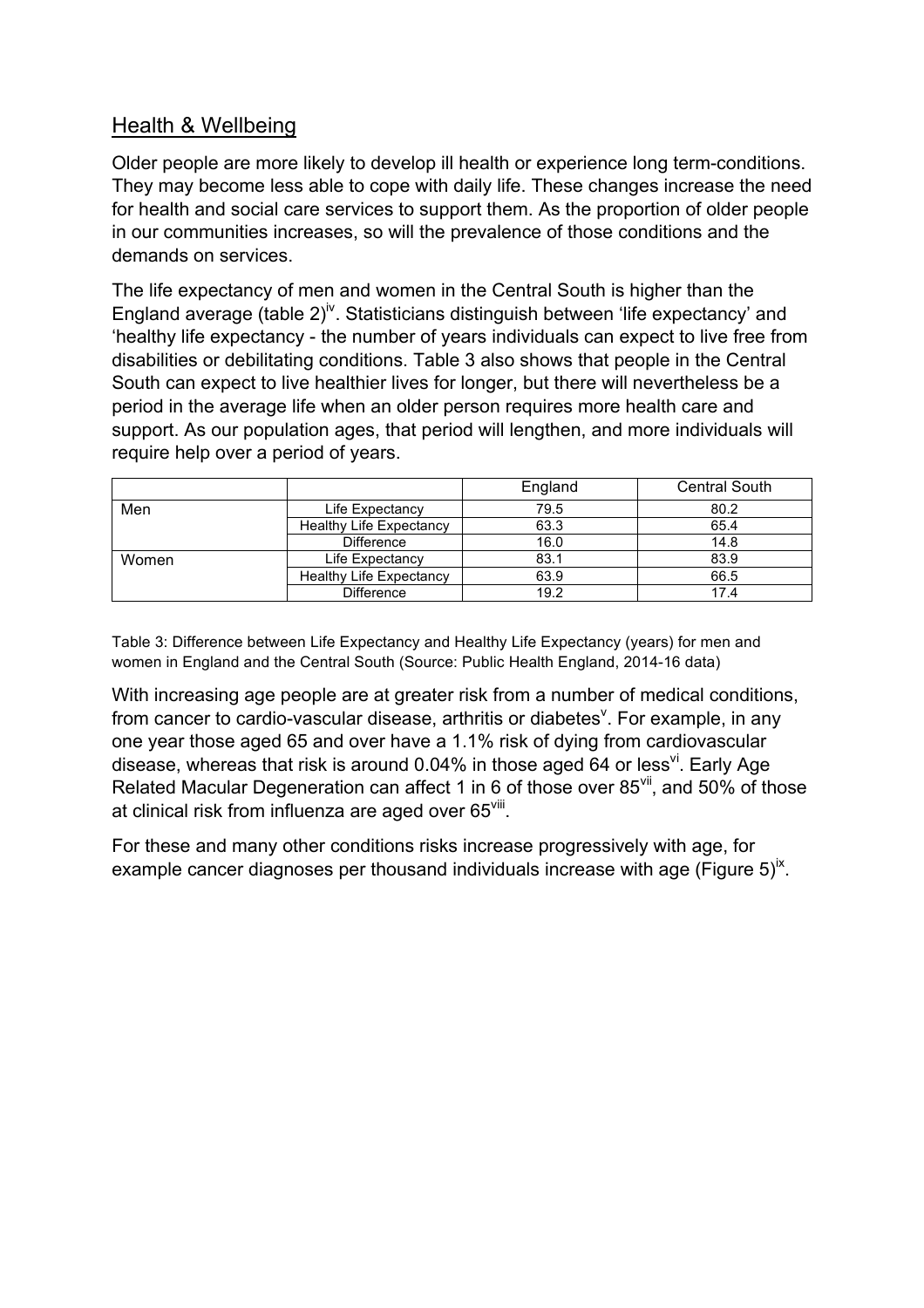## Health & Wellbeing

Older people are more likely to develop ill health or experience long term-conditions. They may become less able to cope with daily life. These changes increase the need for health and social care services to support them. As the proportion of older people in our communities increases, so will the prevalence of those conditions and the demands on services.

The life expectancy of men and women in the Central South is higher than the England average (table 2)[iv]. Statisticians distinguish between 'life expectancy' and 'healthy life expectancy - the number of years individuals can expect to live free from disabilities or debilitating conditions. Table 3 also shows that people in the Central South can expect to live healthier lives for longer, but there will nevertheless be a period in the average life when an older person requires more health care and support. As our population ages, that period will lengthen, and more individuals will require help over a period of years.

| | | England | Central South |
|---|---|---|---|
| Men | Life Expectancy | 79.5 | 80.2 |
| | Healthy Life Expectancy | 63.3 | 65.4 |
| | Difference | 16.0 | 14.8 |
| Women | Life Expectancy | 83.1 | 83.9 |
| | Healthy Life Expectancy | 63.9 | 66.5 |
| | Difference | 19.2 | 17.4 |

Table 3: Difference between Life Expectancy and Healthy Life Expectancy (years) for men and women in England and the Central South (Source: Public Health England, 2014-16 data)

With increasing age people are at greater risk from a number of medical conditions, from cancer to cardio-vascular disease, arthritis or diabetes[v]. For example, in any one year those aged 65 and over have a 1.1% risk of dying from cardiovascular disease, whereas that risk is around 0.04% in those aged 64 or less[vi]. Early Age Related Macular Degeneration can affect 1 in 6 of those over 85[vii], and 50% of those at clinical risk from influenza are aged over 65[viii].

For these and many other conditions risks increase progressively with age, for example cancer diagnoses per thousand individuals increase with age (Figure 5)[ix].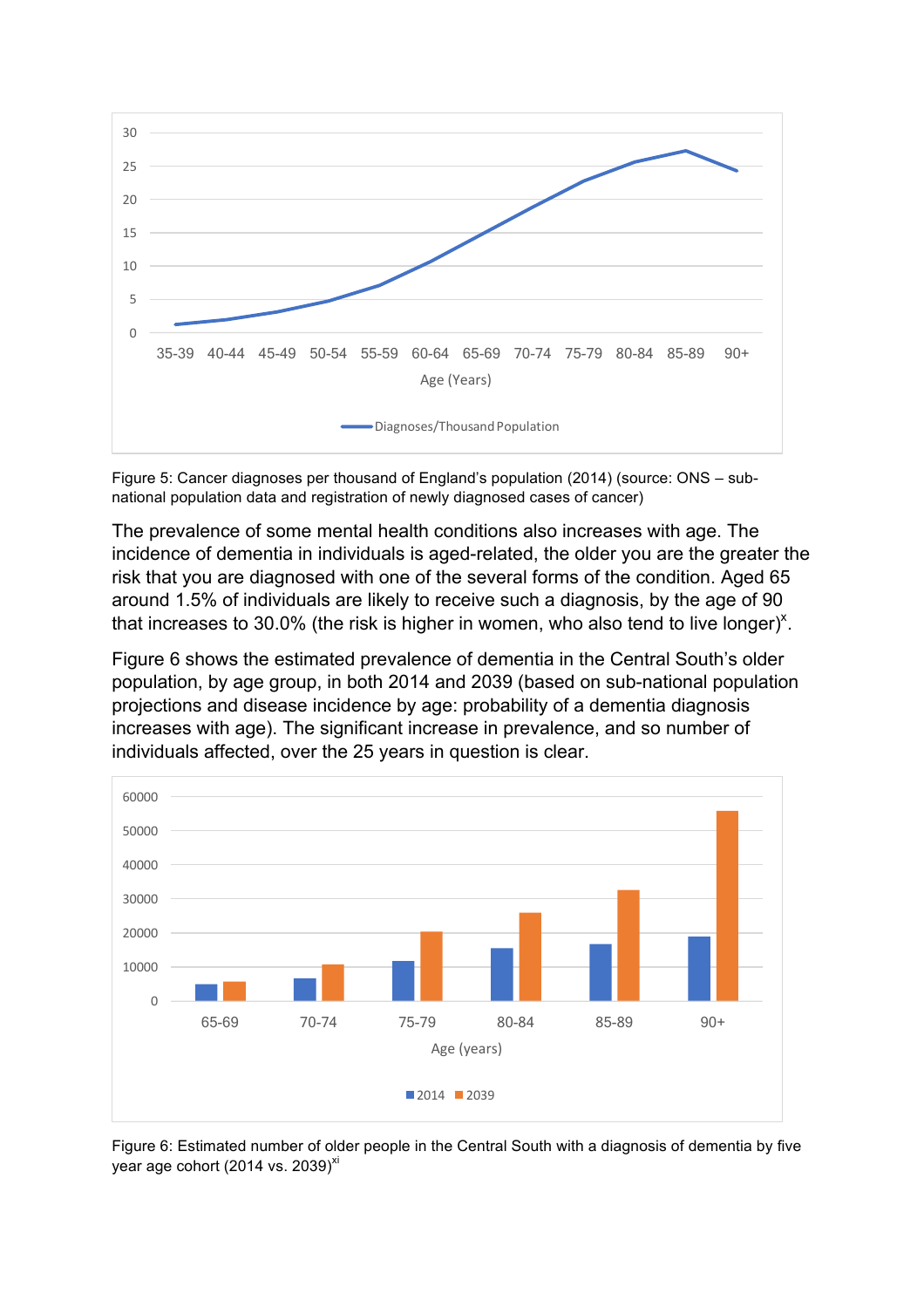Figure 5: Cancer diagnoses per thousand of England's population (2014) (source: ONS – sub-national population data and registration of newly diagnosed cases of cancer)

The prevalence of some mental health conditions also increases with age. The incidence of dementia in individuals is aged-related, the older you are the greater the risk that you are diagnosed with one of the several forms of the condition. Aged 65 around 1.5% of individuals are likely to receive such a diagnosis, by the age of 90 that increases to 30.0% (the risk is higher in women, who also tend to live longer)[x].

Figure 6 shows the estimated prevalence of dementia in the Central South's older population, by age group, in both 2014 and 2039 (based on sub-national population projections and disease incidence by age: probability of a dementia diagnosis increases with age). The significant increase in prevalence, and so number of individuals affected, over the 25 years in question is clear.

Figure 6: Estimated number of older people in the Central South with a diagnosis of dementia by five year age cohort (2014 vs. 2039)[xi]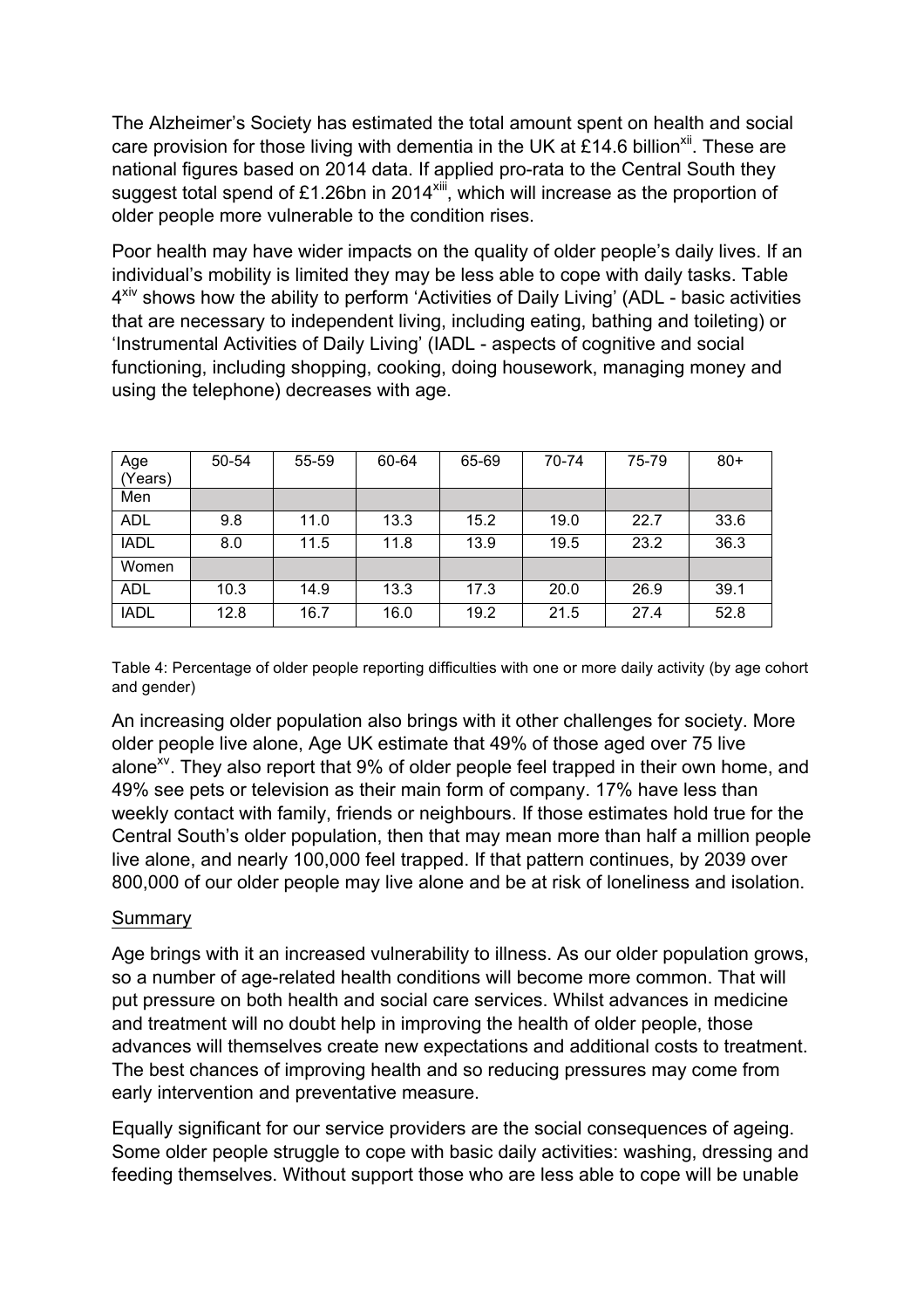The Alzheimer's Society has estimated the total amount spent on health and social care provision for those living with dementia in the UK at £14.6 billion[xii]. These are national figures based on 2014 data. If applied pro-rata to the Central South they suggest total spend of £1.26bn in 2014[xiii], which will increase as the proportion of older people more vulnerable to the condition rises.

Poor health may have wider impacts on the quality of older people's daily lives. If an individual's mobility is limited they may be less able to cope with daily tasks. Table 4[xiv] shows how the ability to perform 'Activities of Daily Living' (ADL - basic activities that are necessary to independent living, including eating, bathing and toileting) or 'Instrumental Activities of Daily Living' (IADL - aspects of cognitive and social functioning, including shopping, cooking, doing housework, managing money and using the telephone) decreases with age.

| Age (Years) | 50-54 | 55-59 | 60-64 | 65-69 | 70-74 | 75-79 | 80+ |
|---|---|---|---|---|---|---|---|
| Men | | | | | | | |
| ADL | 9.8 | 11.0 | 13.3 | 15.2 | 19.0 | 22.7 | 33.6 |
| IADL | 8.0 | 11.5 | 11.8 | 13.9 | 19.5 | 23.2 | 36.3 |
| Women | | | | | | | |
| ADL | 10.3 | 14.9 | 13.3 | 17.3 | 20.0 | 26.9 | 39.1 |
| IADL | 12.8 | 16.7 | 16.0 | 19.2 | 21.5 | 27.4 | 52.8 |

Table 4: Percentage of older people reporting difficulties with one or more daily activity (by age cohort and gender)

An increasing older population also brings with it other challenges for society. More older people live alone, Age UK estimate that 49% of those aged over 75 live alone[xv]. They also report that 9% of older people feel trapped in their own home, and 49% see pets or television as their main form of company. 17% have less than weekly contact with family, friends or neighbours. If those estimates hold true for the Central South's older population, then that may mean more than half a million people live alone, and nearly 100,000 feel trapped. If that pattern continues, by 2039 over 800,000 of our older people may live alone and be at risk of loneliness and isolation.

## Summary

Age brings with it an increased vulnerability to illness. As our older population grows, so a number of age-related health conditions will become more common. That will put pressure on both health and social care services. Whilst advances in medicine and treatment will no doubt help in improving the health of older people, those advances will themselves create new expectations and additional costs to treatment. The best chances of improving health and so reducing pressures may come from early intervention and preventative measure.

Equally significant for our service providers are the social consequences of ageing. Some older people struggle to cope with basic daily activities: washing, dressing and feeding themselves. Without support those who are less able to cope will be unable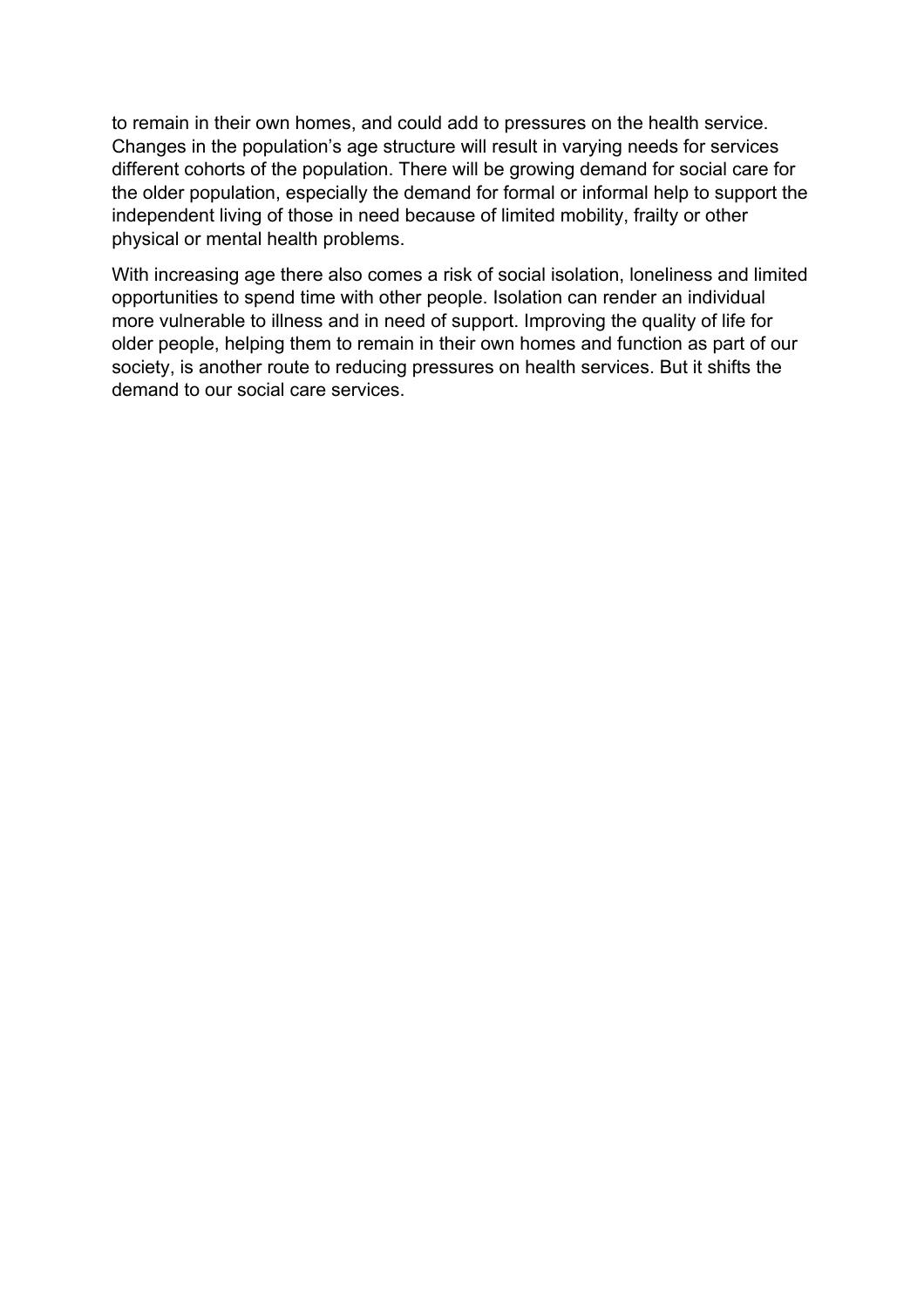to remain in their own homes, and could add to pressures on the health service. Changes in the population's age structure will result in varying needs for services different cohorts of the population. There will be growing demand for social care for the older population, especially the demand for formal or informal help to support the independent living of those in need because of limited mobility, frailty or other physical or mental health problems.

With increasing age there also comes a risk of social isolation, loneliness and limited opportunities to spend time with other people. Isolation can render an individual more vulnerable to illness and in need of support. Improving the quality of life for older people, helping them to remain in their own homes and function as part of our society, is another route to reducing pressures on health services. But it shifts the demand to our social care services.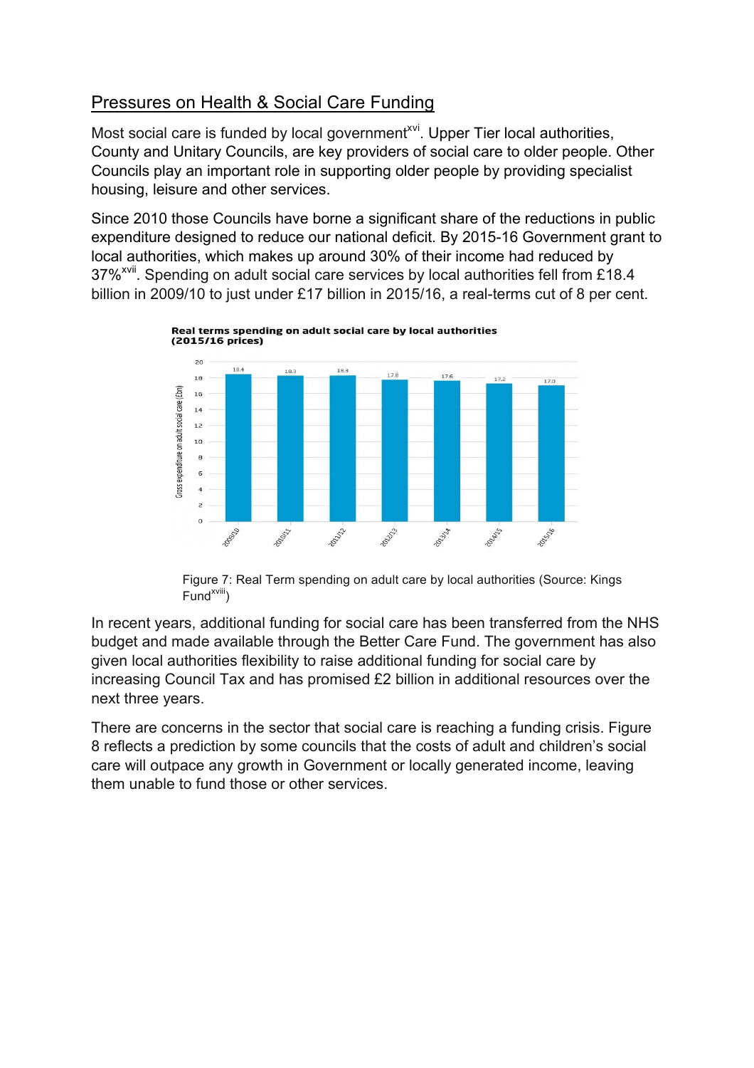## Pressures on Health & Social Care Funding

Most social care is funded by local government[xvi]. Upper Tier local authorities, County and Unitary Councils, are key providers of social care to older people. Other Councils play an important role in supporting older people by providing specialist housing, leisure and other services.

Since 2010 those Councils have borne a significant share of the reductions in public expenditure designed to reduce our national deficit. By 2015-16 Government grant to local authorities, which makes up around 30% of their income had reduced by 37%[xvii]. Spending on adult social care services by local authorities fell from £18.4 billion in 2009/10 to just under £17 billion in 2015/16, a real-terms cut of 8 per cent.

**Real terms spending on adult social care by local authorities (2015/16 prices)**

| Year | Gross expenditure on adult social care (£bn) |
|---|---|
| 2009/10 | 18.4 |
| 2010/11 | 18.3 |
| 2011/12 | 18.3 |
| 2012/13 | 17.8 |
| 2013/14 | 17.6 |
| 2014/15 | 17.2 |
| 2015/16 | 17.0 |

Figure 7: Real Term spending on adult care by local authorities (Source: Kings Fund[xviii])

In recent years, additional funding for social care has been transferred from the NHS budget and made available through the Better Care Fund. The government has also given local authorities flexibility to raise additional funding for social care by increasing Council Tax and has promised £2 billion in additional resources over the next three years.

There are concerns in the sector that social care is reaching a funding crisis. Figure 8 reflects a prediction by some councils that the costs of adult and children's social care will outpace any growth in Government or locally generated income, leaving them unable to fund those or other services.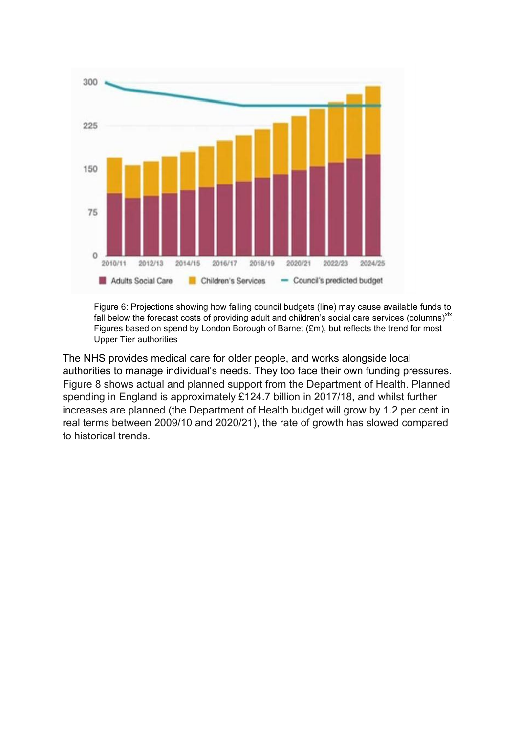Figure 6: Projections showing how falling council budgets (line) may cause available funds to fall below the forecast costs of providing adult and children's social care services (columns)[xix]. Figures based on spend by London Borough of Barnet (£m), but reflects the trend for most Upper Tier authorities

The NHS provides medical care for older people, and works alongside local authorities to manage individual's needs. They too face their own funding pressures. Figure 8 shows actual and planned support from the Department of Health. Planned spending in England is approximately £124.7 billion in 2017/18, and whilst further increases are planned (the Department of Health budget will grow by 1.2 per cent in real terms between 2009/10 and 2020/21), the rate of growth has slowed compared to historical trends.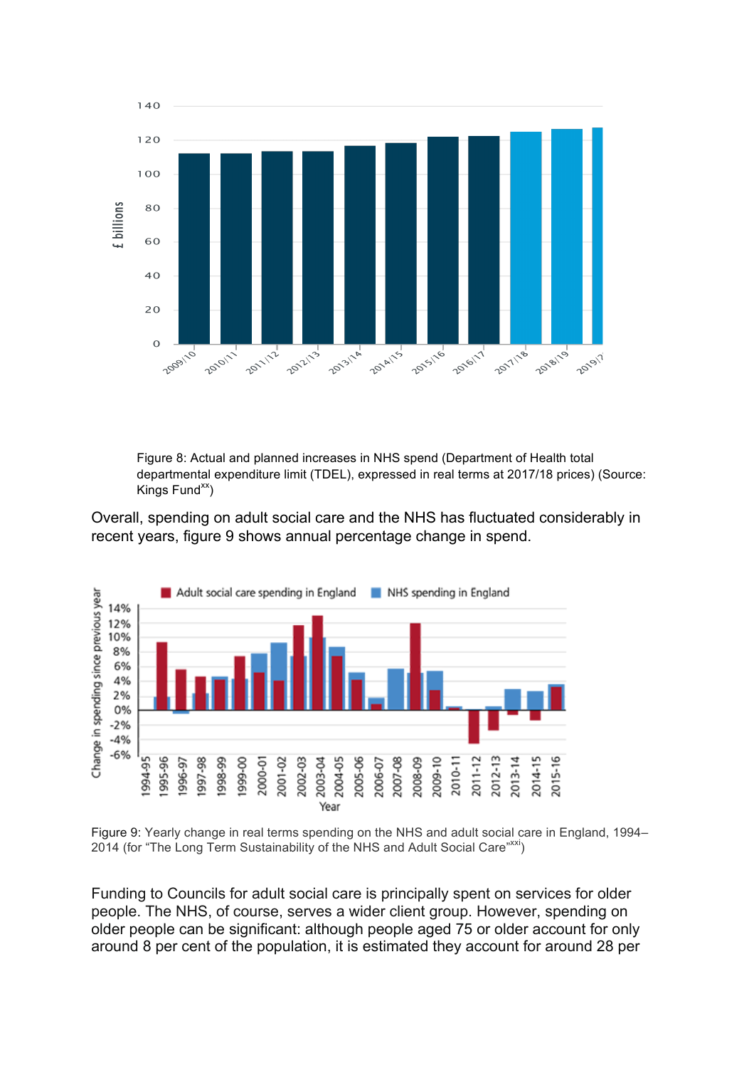Figure 8: Actual and planned increases in NHS spend (Department of Health total departmental expenditure limit (TDEL), expressed in real terms at 2017/18 prices) (Source: Kings Fund[xx])

Overall, spending on adult social care and the NHS has fluctuated considerably in recent years, figure 9 shows annual percentage change in spend.

Figure 9: Yearly change in real terms spending on the NHS and adult social care in England, 1994–2014 (for "The Long Term Sustainability of the NHS and Adult Social Care"[xxi])

Funding to Councils for adult social care is principally spent on services for older people. The NHS, of course, serves a wider client group. However, spending on older people can be significant: although people aged 75 or older account for only around 8 per cent of the population, it is estimated they account for around 28 per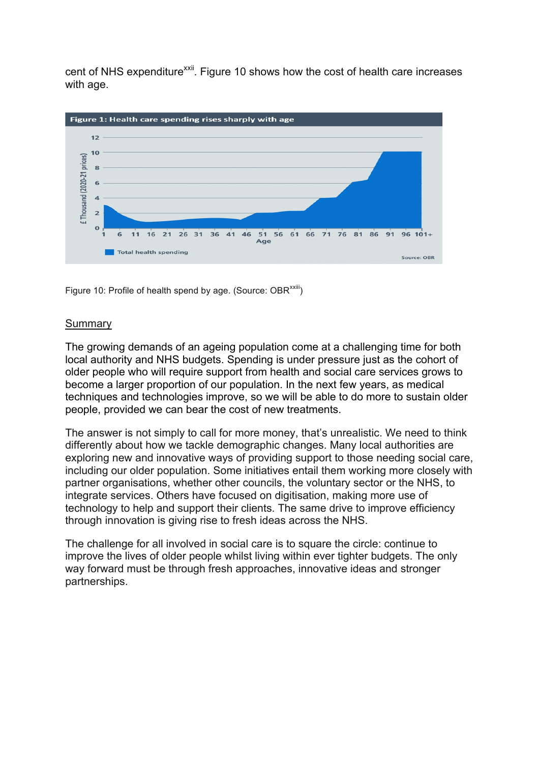cent of NHS expenditure[xxii]. Figure 10 shows how the cost of health care increases with age.

Figure 10: Profile of health spend by age. (Source: OBR[xxiii])

## Summary

The growing demands of an ageing population come at a challenging time for both local authority and NHS budgets. Spending is under pressure just as the cohort of older people who will require support from health and social care services grows to become a larger proportion of our population. In the next few years, as medical techniques and technologies improve, so we will be able to do more to sustain older people, provided we can bear the cost of new treatments.

The answer is not simply to call for more money, that's unrealistic. We need to think differently about how we tackle demographic changes. Many local authorities are exploring new and innovative ways of providing support to those needing social care, including our older population. Some initiatives entail them working more closely with partner organisations, whether other councils, the voluntary sector or the NHS, to integrate services. Others have focused on digitisation, making more use of technology to help and support their clients. The same drive to improve efficiency through innovation is giving rise to fresh ideas across the NHS.

The challenge for all involved in social care is to square the circle: continue to improve the lives of older people whilst living within ever tighter budgets. The only way forward must be through fresh approaches, innovative ideas and stronger partnerships.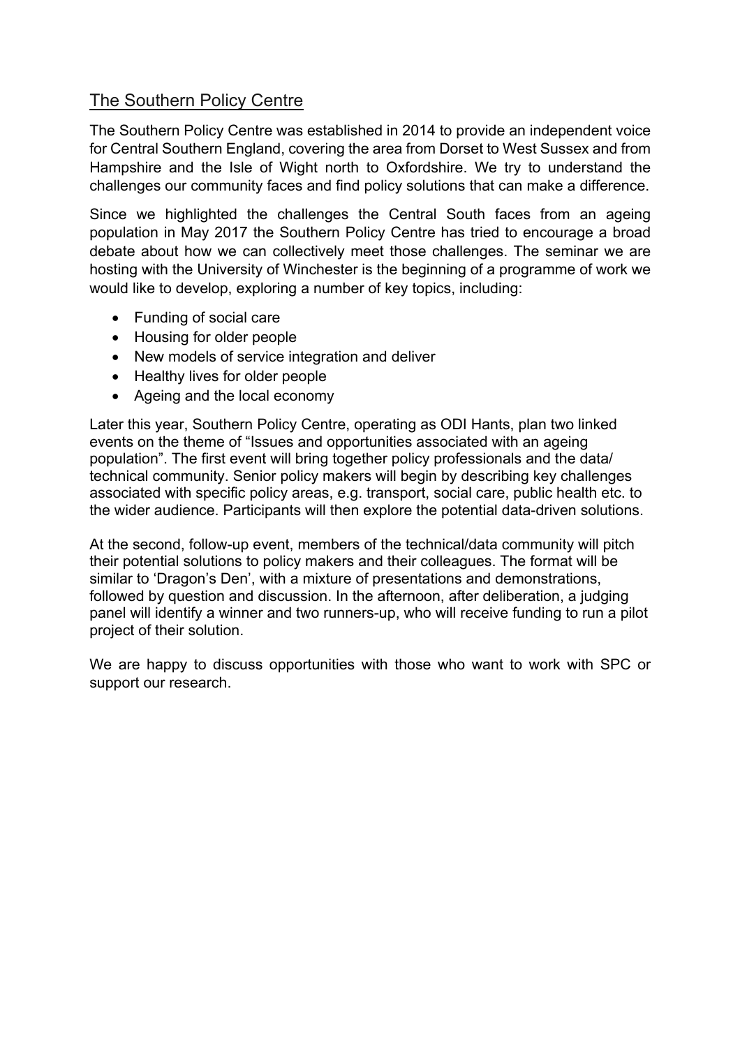## The Southern Policy Centre

The Southern Policy Centre was established in 2014 to provide an independent voice for Central Southern England, covering the area from Dorset to West Sussex and from Hampshire and the Isle of Wight north to Oxfordshire. We try to understand the challenges our community faces and find policy solutions that can make a difference.

Since we highlighted the challenges the Central South faces from an ageing population in May 2017 the Southern Policy Centre has tried to encourage a broad debate about how we can collectively meet those challenges. The seminar we are hosting with the University of Winchester is the beginning of a programme of work we would like to develop, exploring a number of key topics, including:

- Funding of social care
- Housing for older people
- New models of service integration and deliver
- Healthy lives for older people
- Ageing and the local economy

Later this year, Southern Policy Centre, operating as ODI Hants, plan two linked events on the theme of "Issues and opportunities associated with an ageing population". The first event will bring together policy professionals and the data/ technical community. Senior policy makers will begin by describing key challenges associated with specific policy areas, e.g. transport, social care, public health etc. to the wider audience. Participants will then explore the potential data-driven solutions.

At the second, follow-up event, members of the technical/data community will pitch their potential solutions to policy makers and their colleagues. The format will be similar to 'Dragon's Den', with a mixture of presentations and demonstrations, followed by question and discussion. In the afternoon, after deliberation, a judging panel will identify a winner and two runners-up, who will receive funding to run a pilot project of their solution.

We are happy to discuss opportunities with those who want to work with SPC or support our research.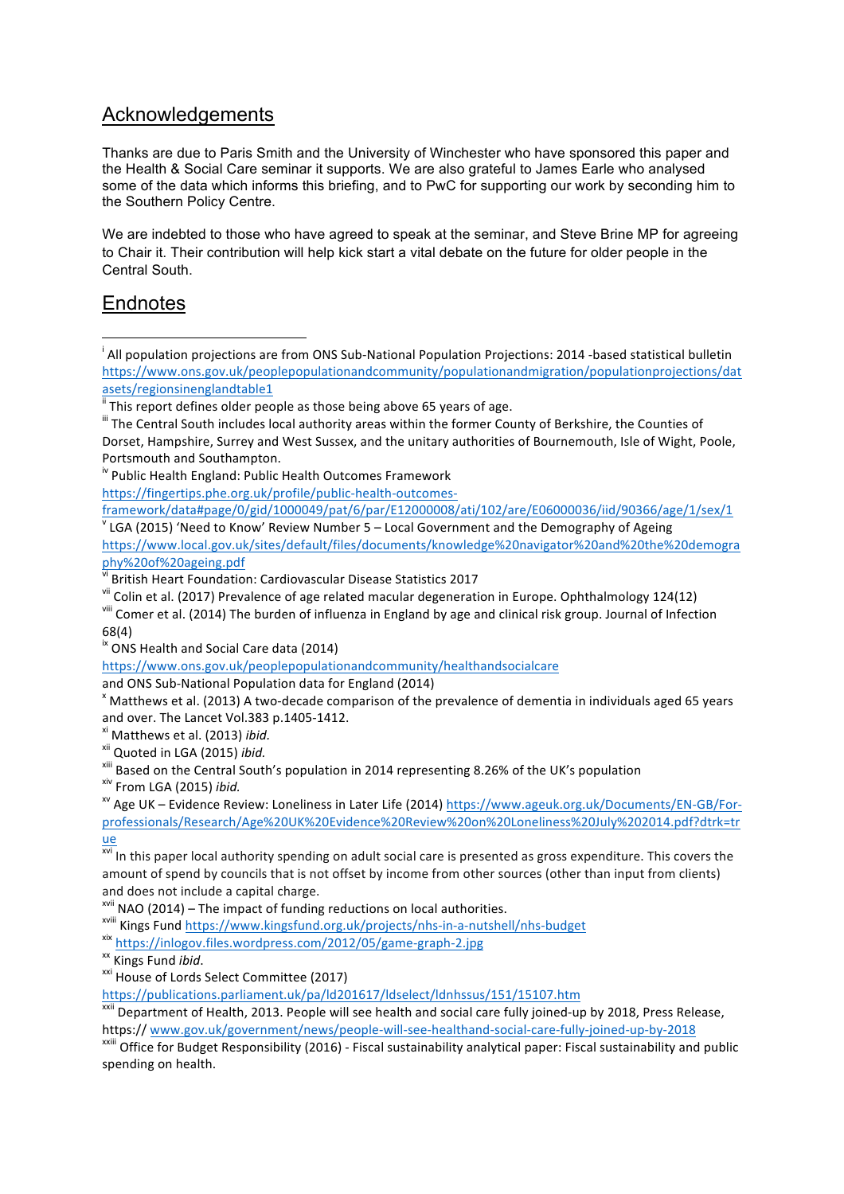## Acknowledgements

Thanks are due to Paris Smith and the University of Winchester who have sponsored this paper and the Health & Social Care seminar it supports. We are also grateful to James Earle who analysed some of the data which informs this briefing, and to PwC for supporting our work by seconding him to the Southern Policy Centre.

We are indebted to those who have agreed to speak at the seminar, and Steve Brine MP for agreeing to Chair it. Their contribution will help kick start a vital debate on the future for older people in the Central South.

## Endnotes

[i] All population projections are from ONS Sub-National Population Projections: 2014 -based statistical bulletin https://www.ons.gov.uk/peoplepopulationandcommunity/populationandmigration/populationprojections/datasets/regionsinenglandtable1

[ii] This report defines older people as those being above 65 years of age.

[iii] The Central South includes local authority areas within the former County of Berkshire, the Counties of Dorset, Hampshire, Surrey and West Sussex, and the unitary authorities of Bournemouth, Isle of Wight, Poole, Portsmouth and Southampton.

[iv] Public Health England: Public Health Outcomes Framework https://fingertips.phe.org.uk/profile/public-health-outcomes-framework/data#page/0/gid/1000049/pat/6/par/E12000008/ati/102/are/E06000036/iid/90366/age/1/sex/1

[v] LGA (2015) 'Need to Know' Review Number 5 – Local Government and the Demography of Ageing https://www.local.gov.uk/sites/default/files/documents/knowledge%20navigator%20and%20the%20demography%20of%20ageing.pdf

[vi] British Heart Foundation: Cardiovascular Disease Statistics 2017

[vii] Colin et al. (2017) Prevalence of age related macular degeneration in Europe. Ophthalmology 124(12)

[viii] Comer et al. (2014) The burden of influenza in England by age and clinical risk group. Journal of Infection 68(4)

[ix] ONS Health and Social Care data (2014) https://www.ons.gov.uk/peoplepopulationandcommunity/healthandsocialcare and ONS Sub-National Population data for England (2014)

[x] Matthews et al. (2013) A two-decade comparison of the prevalence of dementia in individuals aged 65 years and over. The Lancet Vol.383 p.1405-1412.

[xi] Matthews et al. (2013) *ibid.*

[xii] Quoted in LGA (2015) *ibid.*

[xiii] Based on the Central South's population in 2014 representing 8.26% of the UK's population

[xiv] From LGA (2015) *ibid.*

[xv] Age UK – Evidence Review: Loneliness in Later Life (2014) https://www.ageuk.org.uk/Documents/EN-GB/For-professionals/Research/Age%20UK%20Evidence%20Review%20on%20Loneliness%20July%202014.pdf?dtrk=true

[xvi] In this paper local authority spending on adult social care is presented as gross expenditure. This covers the amount of spend by councils that is not offset by income from other sources (other than input from clients) and does not include a capital charge.

[xvii] NAO (2014) – The impact of funding reductions on local authorities.

[xviii] Kings Fund https://www.kingsfund.org.uk/projects/nhs-in-a-nutshell/nhs-budget

[xix] https://inlogov.files.wordpress.com/2012/05/game-graph-2.jpg

[xx] Kings Fund *ibid*.

[xxi] House of Lords Select Committee (2017) https://publications.parliament.uk/pa/ld201617/ldselect/ldnhssus/151/15107.htm

[xxii] Department of Health, 2013. People will see health and social care fully joined-up by 2018, Press Release, https:// www.gov.uk/government/news/people-will-see-healthand-social-care-fully-joined-up-by-2018

[xxiii] Office for Budget Responsibility (2016) - Fiscal sustainability analytical paper: Fiscal sustainability and public spending on health.